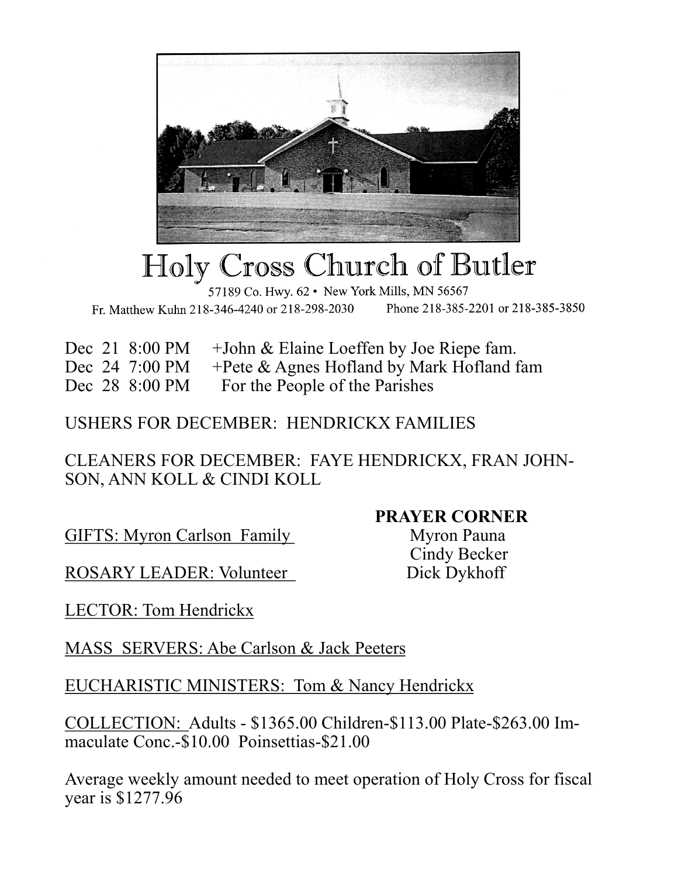# Holy Cross Church of Butler

57189 Co. Hwy. 62 • New York Mills, MN 56567

Fr. Matthew Kuhn 218-346-4240 or 218-298-2030    Phone 218-385-2201 or 218-385-3850

Dec 21 8:00 PM +John & Elaine Loeffen by Joe Riepe fam.
Dec 24 7:00 PM +Pete & Agnes Hofland by Mark Hofland fam
Dec 28 8:00 PM For the People of the Parishes

USHERS FOR DECEMBER: HENDRICKX FAMILIES

CLEANERS FOR DECEMBER: FAYE HENDRICKX, FRAN JOHNSON, ANN KOLL & CINDI KOLL

GIFTS: Myron Carlson Family

ROSARY LEADER: Volunteer

LECTOR: Tom Hendrickx

MASS SERVERS: Abe Carlson & Jack Peeters

EUCHARISTIC MINISTERS: Tom & Nancy Hendrickx

COLLECTION: Adults - $1365.00 Children-$113.00 Plate-$263.00 Immaculate Conc.-$10.00 Poinsettias-$21.00

Average weekly amount needed to meet operation of Holy Cross for fiscal year is $1277.96

**PRAYER CORNER**

Myron Pauna
Cindy Becker
Dick Dykhoff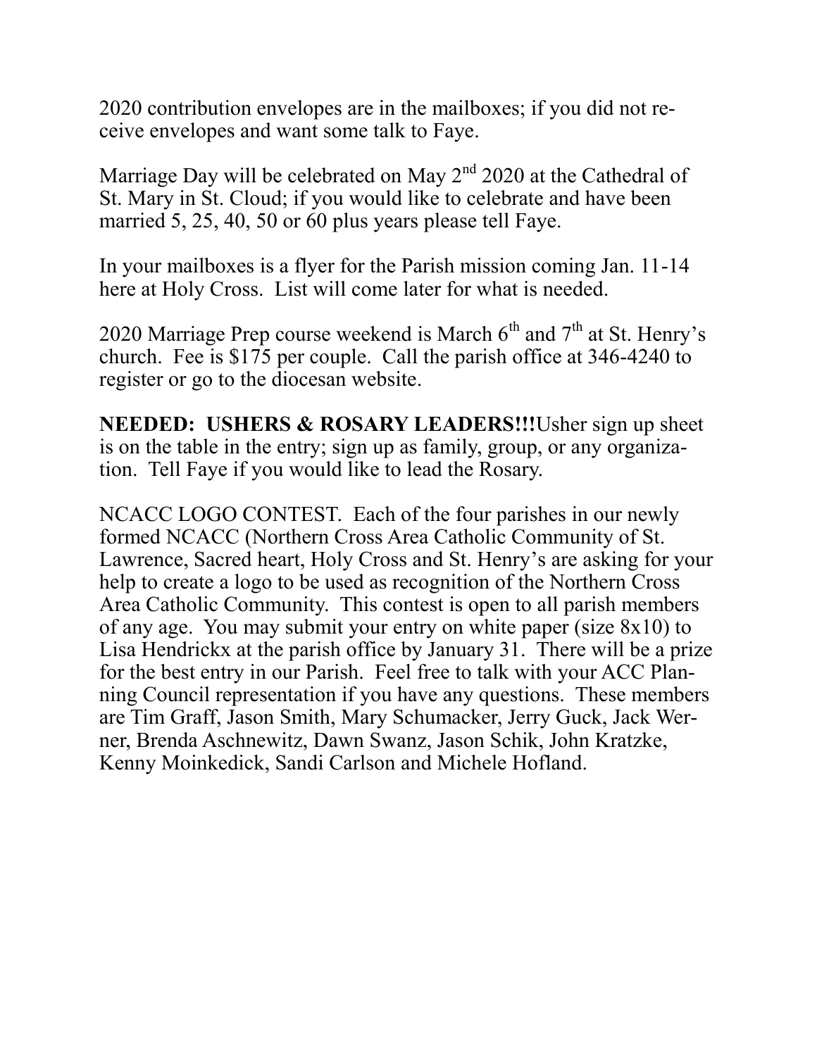2020 contribution envelopes are in the mailboxes; if you did not receive envelopes and want some talk to Faye.

Marriage Day will be celebrated on May 2nd 2020 at the Cathedral of St. Mary in St. Cloud; if you would like to celebrate and have been married 5, 25, 40, 50 or 60 plus years please tell Faye.

In your mailboxes is a flyer for the Parish mission coming Jan. 11-14 here at Holy Cross. List will come later for what is needed.

2020 Marriage Prep course weekend is March 6th and 7th at St. Henry's church. Fee is $175 per couple. Call the parish office at 346-4240 to register or go to the diocesan website.

**NEEDED: USHERS & ROSARY LEADERS!!!** Usher sign up sheet is on the table in the entry; sign up as family, group, or any organization. Tell Faye if you would like to lead the Rosary.

NCACC LOGO CONTEST. Each of the four parishes in our newly formed NCACC (Northern Cross Area Catholic Community of St. Lawrence, Sacred heart, Holy Cross and St. Henry's are asking for your help to create a logo to be used as recognition of the Northern Cross Area Catholic Community. This contest is open to all parish members of any age. You may submit your entry on white paper (size 8x10) to Lisa Hendrickx at the parish office by January 31. There will be a prize for the best entry in our Parish. Feel free to talk with your ACC Planning Council representation if you have any questions. These members are Tim Graff, Jason Smith, Mary Schumacker, Jerry Guck, Jack Werner, Brenda Aschnewitz, Dawn Swanz, Jason Schik, John Kratzke, Kenny Moinkedick, Sandi Carlson and Michele Hofland.